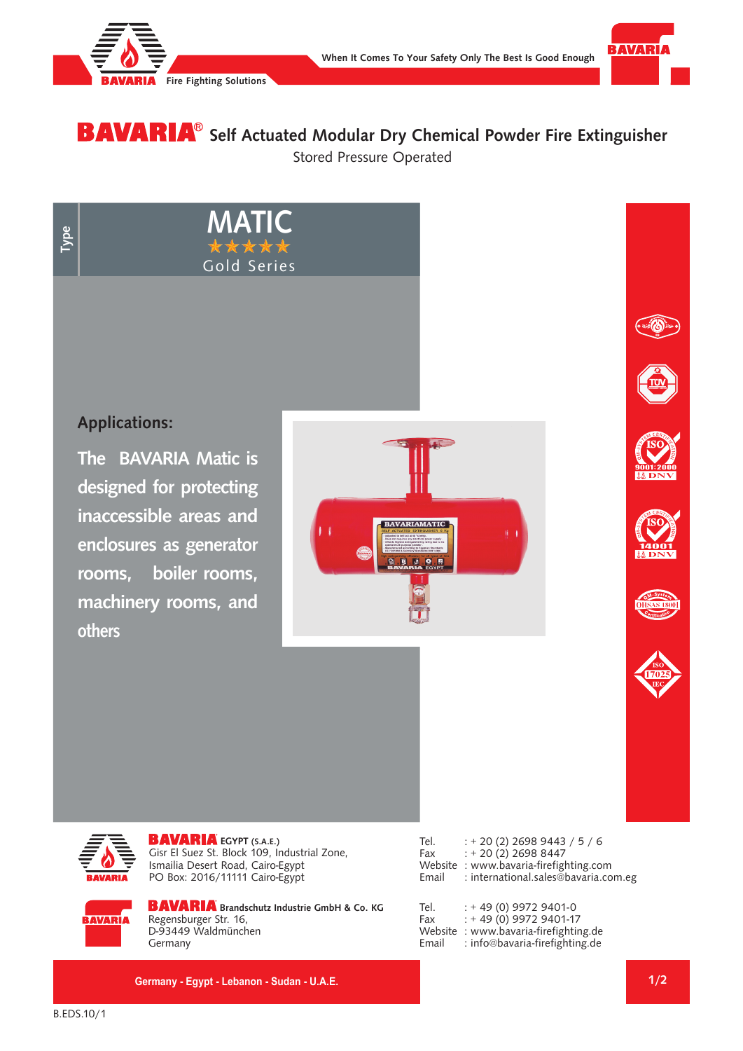BAVARIA Fire Fighting Solutions

When It Comes To Your Safety Only The Best Is Good Enough

# BAVARIA® Self Actuated Modular Dry Chemical Powder Fire Extinguisher

Stored Pressure Operated

Type

## MATIC

★★★★★

Gold Series

### Applications:

The BAVARIA Matic is designed for protecting inaccessible areas and enclosures as generator rooms, boiler rooms, machinery rooms, and others

**BAVARIA EGYPT (S.A.E.)**
Gisr El Suez St. Block 109, Industrial Zone,
Ismailia Desert Road, Cairo-Egypt
PO Box: 2016/11111 Cairo-Egypt

Tel. : + 20 (2) 2698 9443 / 5 / 6
Fax : + 20 (2) 2698 8447
Website : www.bavaria-firefighting.com
Email : international.sales@bavaria.com.eg

**BAVARIA Brandschutz Industrie GmbH & Co. KG**
Regensburger Str. 16,
D-93449 Waldmünchen
Germany

Tel. : + 49 (0) 9972 9401-0
Fax : + 49 (0) 9972 9401-17
Website : www.bavaria-firefighting.de
Email : info@bavaria-firefighting.de

Germany - Egypt - Lebanon - Sudan - U.A.E.

B.EDS.10/1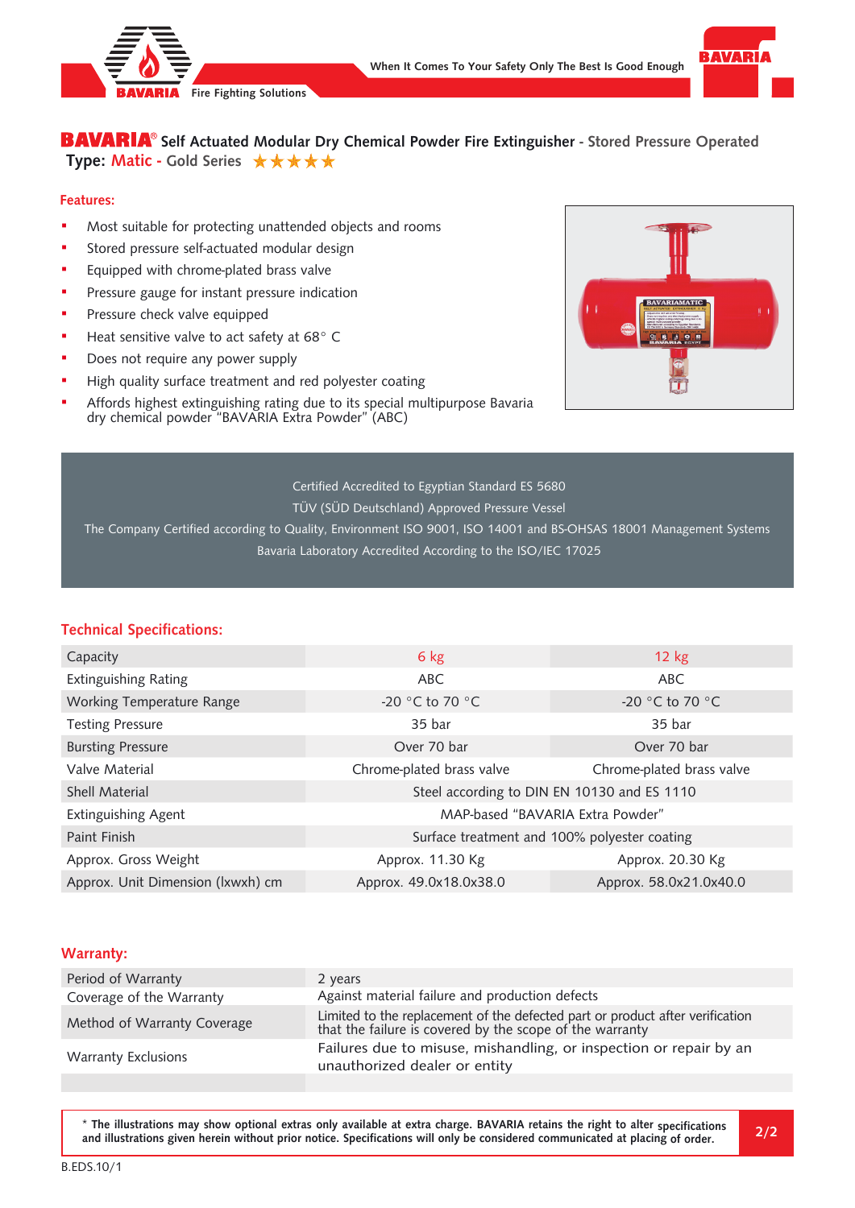# BAVARIA® Self Actuated Modular Dry Chemical Powder Fire Extinguisher - Stored Pressure Operated

**Type: Matic - Gold Series ★★★★★**

### Features:

- Most suitable for protecting unattended objects and rooms
- Stored pressure self-actuated modular design
- Equipped with chrome-plated brass valve
- Pressure gauge for instant pressure indication
- Pressure check valve equipped
- Heat sensitive valve to act safety at 68° C
- Does not require any power supply
- High quality surface treatment and red polyester coating
- Affords highest extinguishing rating due to its special multipurpose Bavaria dry chemical powder "BAVARIA Extra Powder" (ABC)

Certified Accredited to Egyptian Standard ES 5680
TÜV (SÜD Deutschland) Approved Pressure Vessel
The Company Certified according to Quality, Environment ISO 9001, ISO 14001 and BS-OHSAS 18001 Management Systems
Bavaria Laboratory Accredited According to the ISO/IEC 17025

### Technical Specifications:

| Capacity | 6 kg | 12 kg |
|---|---|---|
| Extinguishing Rating | ABC | ABC |
| Working Temperature Range | -20 °C to 70 °C | -20 °C to 70 °C |
| Testing Pressure | 35 bar | 35 bar |
| Bursting Pressure | Over 70 bar | Over 70 bar |
| Valve Material | Chrome-plated brass valve | Chrome-plated brass valve |
| Shell Material | Steel according to DIN EN 10130 and ES 1110 | |
| Extinguishing Agent | MAP-based "BAVARIA Extra Powder" | |
| Paint Finish | Surface treatment and 100% polyester coating | |
| Approx. Gross Weight | Approx. 11.30 Kg | Approx. 20.30 Kg |
| Approx. Unit Dimension (lxwxh) cm | Approx. 49.0x18.0x38.0 | Approx. 58.0x21.0x40.0 |

### Warranty:

| | |
|---|---|
| Period of Warranty | 2 years |
| Coverage of the Warranty | Against material failure and production defects |
| Method of Warranty Coverage | Limited to the replacement of the defected part or product after verification that the failure is covered by the scope of the warranty |
| Warranty Exclusions | Failures due to misuse, mishandling, or inspection or repair by an unauthorized dealer or entity |

**\* The illustrations may show optional extras only available at extra charge. BAVARIA retains the right to alter specifications and illustrations given herein without prior notice. Specifications will only be considered communicated at placing of order.**

B.EDS.10/1